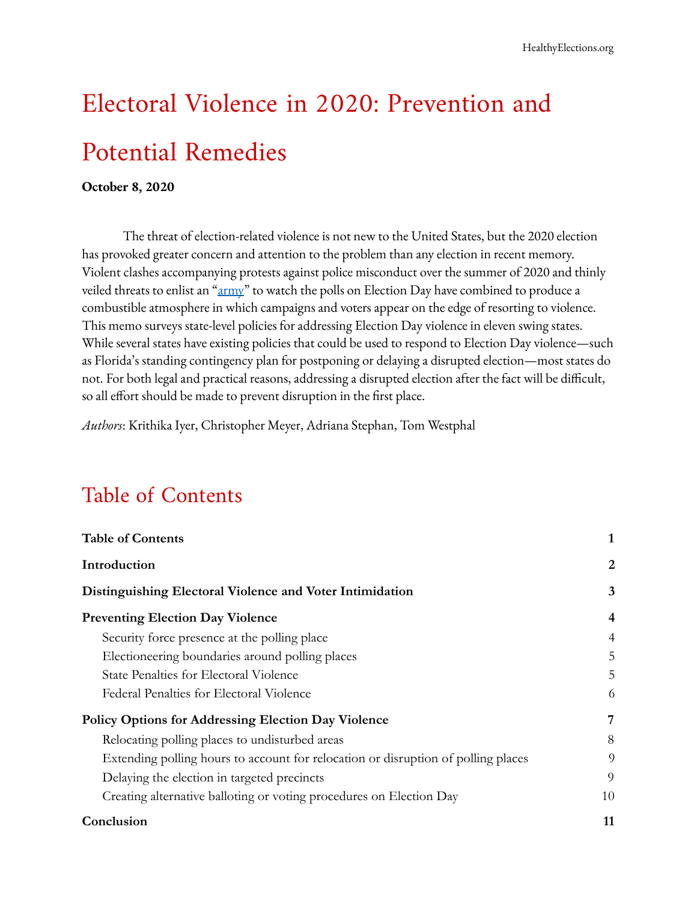# Electoral Violence in 2020: Prevention and Potential Remedies

**October 8, 2020**

The threat of election-related violence is not new to the United States, but the 2020 election has provoked greater concern and attention to the problem than any election in recent memory. Violent clashes accompanying protests against police misconduct over the summer of 2020 and thinly veiled threats to enlist an "army" to watch the polls on Election Day have combined to produce a combustible atmosphere in which campaigns and voters appear on the edge of resorting to violence. This memo surveys state-level policies for addressing Election Day violence in eleven swing states. While several states have existing policies that could be used to respond to Election Day violence—such as Florida's standing contingency plan for postponing or delaying a disrupted election—most states do not. For both legal and practical reasons, addressing a disrupted election after the fact will be difficult, so all effort should be made to prevent disruption in the first place.

*Authors*: Krithika Iyer, Christopher Meyer, Adriana Stephan, Tom Westphal

## Table of Contents

| | |
|---|---|
| **Table of Contents** | **1** |
| **Introduction** | **2** |
| **Distinguishing Electoral Violence and Voter Intimidation** | **3** |
| **Preventing Election Day Violence** | **4** |
| Security force presence at the polling place | 4 |
| Electioneering boundaries around polling places | 5 |
| State Penalties for Electoral Violence | 5 |
| Federal Penalties for Electoral Violence | 6 |
| **Policy Options for Addressing Election Day Violence** | **7** |
| Relocating polling places to undisturbed areas | 8 |
| Extending polling hours to account for relocation or disruption of polling places | 9 |
| Delaying the election in targeted precincts | 9 |
| Creating alternative balloting or voting procedures on Election Day | 10 |
| **Conclusion** | **11** |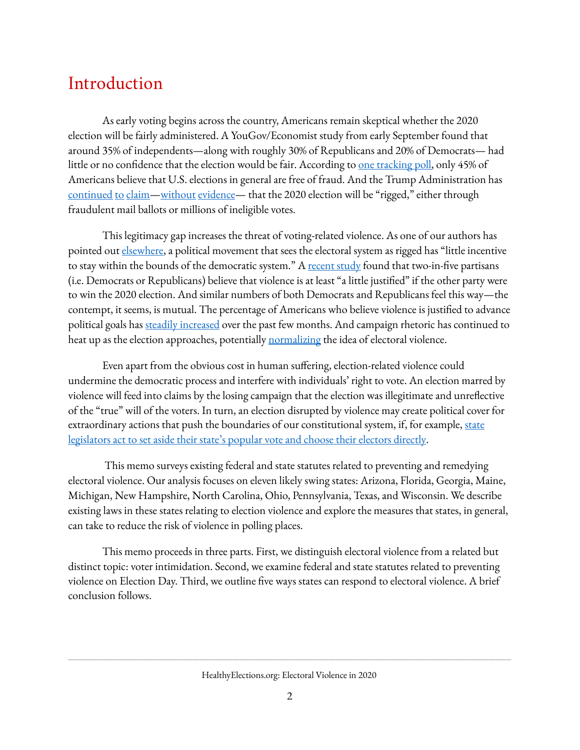# Introduction

As early voting begins across the country, Americans remain skeptical whether the 2020 election will be fairly administered. A YouGov/Economist study from early September found that around 35% of independents—along with roughly 30% of Republicans and 20% of Democrats— had little or no confidence that the election would be fair. According to one tracking poll, only 45% of Americans believe that U.S. elections in general are free of fraud. And the Trump Administration has continued to claim—without evidence— that the 2020 election will be "rigged," either through fraudulent mail ballots or millions of ineligible votes.

This legitimacy gap increases the threat of voting-related violence. As one of our authors has pointed out elsewhere, a political movement that sees the electoral system as rigged has "little incentive to stay within the bounds of the democratic system." A recent study found that two-in-five partisans (i.e. Democrats or Republicans) believe that violence is at least "a little justified" if the other party were to win the 2020 election. And similar numbers of both Democrats and Republicans feel this way—the contempt, it seems, is mutual. The percentage of Americans who believe violence is justified to advance political goals has steadily increased over the past few months. And campaign rhetoric has continued to heat up as the election approaches, potentially normalizing the idea of electoral violence.

Even apart from the obvious cost in human suffering, election-related violence could undermine the democratic process and interfere with individuals' right to vote. An election marred by violence will feed into claims by the losing campaign that the election was illegitimate and unreflective of the "true" will of the voters. In turn, an election disrupted by violence may create political cover for extraordinary actions that push the boundaries of our constitutional system, if, for example, state legislators act to set aside their state's popular vote and choose their electors directly.

This memo surveys existing federal and state statutes related to preventing and remedying electoral violence. Our analysis focuses on eleven likely swing states: Arizona, Florida, Georgia, Maine, Michigan, New Hampshire, North Carolina, Ohio, Pennsylvania, Texas, and Wisconsin. We describe existing laws in these states relating to election violence and explore the measures that states, in general, can take to reduce the risk of violence in polling places.

This memo proceeds in three parts. First, we distinguish electoral violence from a related but distinct topic: voter intimidation. Second, we examine federal and state statutes related to preventing violence on Election Day. Third, we outline five ways states can respond to electoral violence. A brief conclusion follows.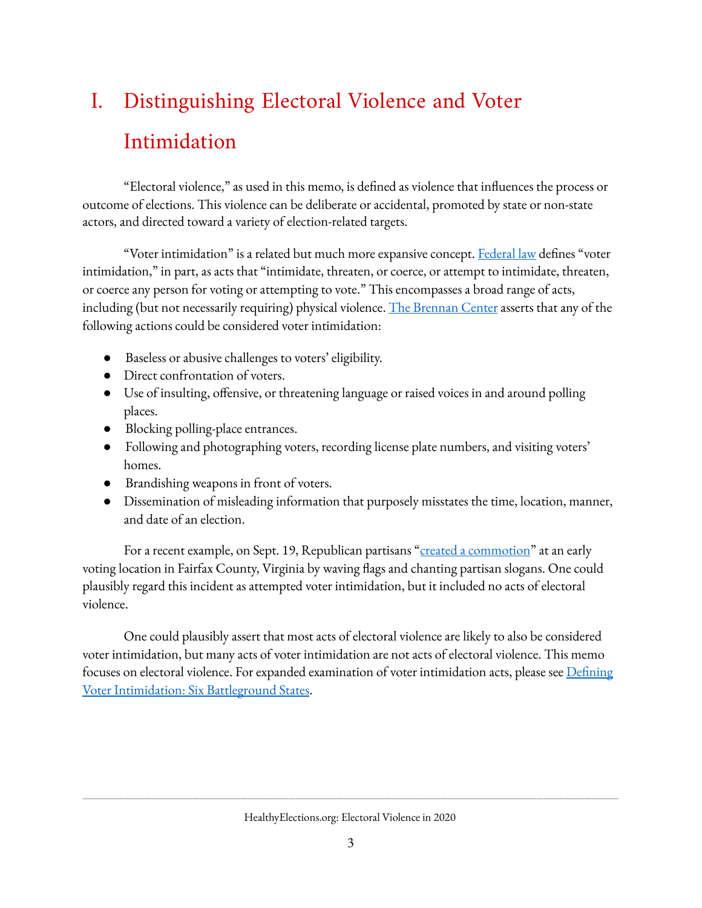# I. Distinguishing Electoral Violence and Voter Intimidation

"Electoral violence," as used in this memo, is defined as violence that influences the process or outcome of elections. This violence can be deliberate or accidental, promoted by state or non-state actors, and directed toward a variety of election-related targets.

"Voter intimidation" is a related but much more expansive concept. Federal law defines "voter intimidation," in part, as acts that "intimidate, threaten, or coerce, or attempt to intimidate, threaten, or coerce any person for voting or attempting to vote." This encompasses a broad range of acts, including (but not necessarily requiring) physical violence. The Brennan Center asserts that any of the following actions could be considered voter intimidation:

- Baseless or abusive challenges to voters' eligibility.
- Direct confrontation of voters.
- Use of insulting, offensive, or threatening language or raised voices in and around polling places.
- Blocking polling-place entrances.
- Following and photographing voters, recording license plate numbers, and visiting voters' homes.
- Brandishing weapons in front of voters.
- Dissemination of misleading information that purposely misstates the time, location, manner, and date of an election.

For a recent example, on Sept. 19, Republican partisans "created a commotion" at an early voting location in Fairfax County, Virginia by waving flags and chanting partisan slogans. One could plausibly regard this incident as attempted voter intimidation, but it included no acts of electoral violence.

One could plausibly assert that most acts of electoral violence are likely to also be considered voter intimidation, but many acts of voter intimidation are not acts of electoral violence. This memo focuses on electoral violence. For expanded examination of voter intimidation acts, please see Defining Voter Intimidation: Six Battleground States.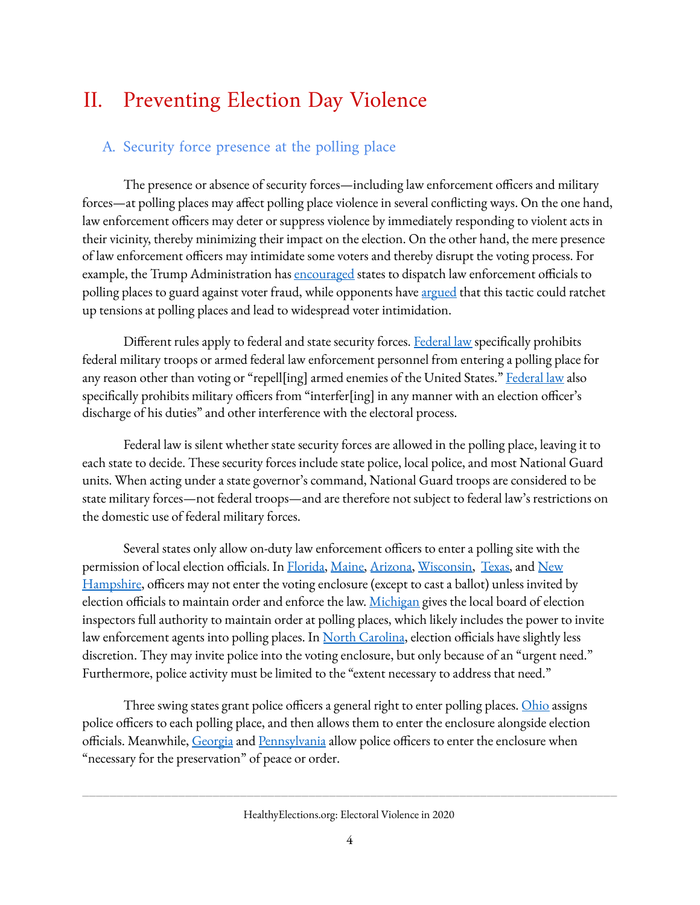# II. Preventing Election Day Violence

## A. Security force presence at the polling place

The presence or absence of security forces—including law enforcement officers and military forces—at polling places may affect polling place violence in several conflicting ways. On the one hand, law enforcement officers may deter or suppress violence by immediately responding to violent acts in their vicinity, thereby minimizing their impact on the election. On the other hand, the mere presence of law enforcement officers may intimidate some voters and thereby disrupt the voting process. For example, the Trump Administration has encouraged states to dispatch law enforcement officials to polling places to guard against voter fraud, while opponents have argued that this tactic could ratchet up tensions at polling places and lead to widespread voter intimidation.

Different rules apply to federal and state security forces. Federal law specifically prohibits federal military troops or armed federal law enforcement personnel from entering a polling place for any reason other than voting or "repell[ing] armed enemies of the United States." Federal law also specifically prohibits military officers from "interfer[ing] in any manner with an election officer's discharge of his duties" and other interference with the electoral process.

Federal law is silent whether state security forces are allowed in the polling place, leaving it to each state to decide. These security forces include state police, local police, and most National Guard units. When acting under a state governor's command, National Guard troops are considered to be state military forces—not federal troops—and are therefore not subject to federal law's restrictions on the domestic use of federal military forces.

Several states only allow on-duty law enforcement officers to enter a polling site with the permission of local election officials. In Florida, Maine, Arizona, Wisconsin, Texas, and New Hampshire, officers may not enter the voting enclosure (except to cast a ballot) unless invited by election officials to maintain order and enforce the law. Michigan gives the local board of election inspectors full authority to maintain order at polling places, which likely includes the power to invite law enforcement agents into polling places. In North Carolina, election officials have slightly less discretion. They may invite police into the voting enclosure, but only because of an "urgent need." Furthermore, police activity must be limited to the "extent necessary to address that need."

Three swing states grant police officers a general right to enter polling places. Ohio assigns police officers to each polling place, and then allows them to enter the enclosure alongside election officials. Meanwhile, Georgia and Pennsylvania allow police officers to enter the enclosure when "necessary for the preservation" of peace or order.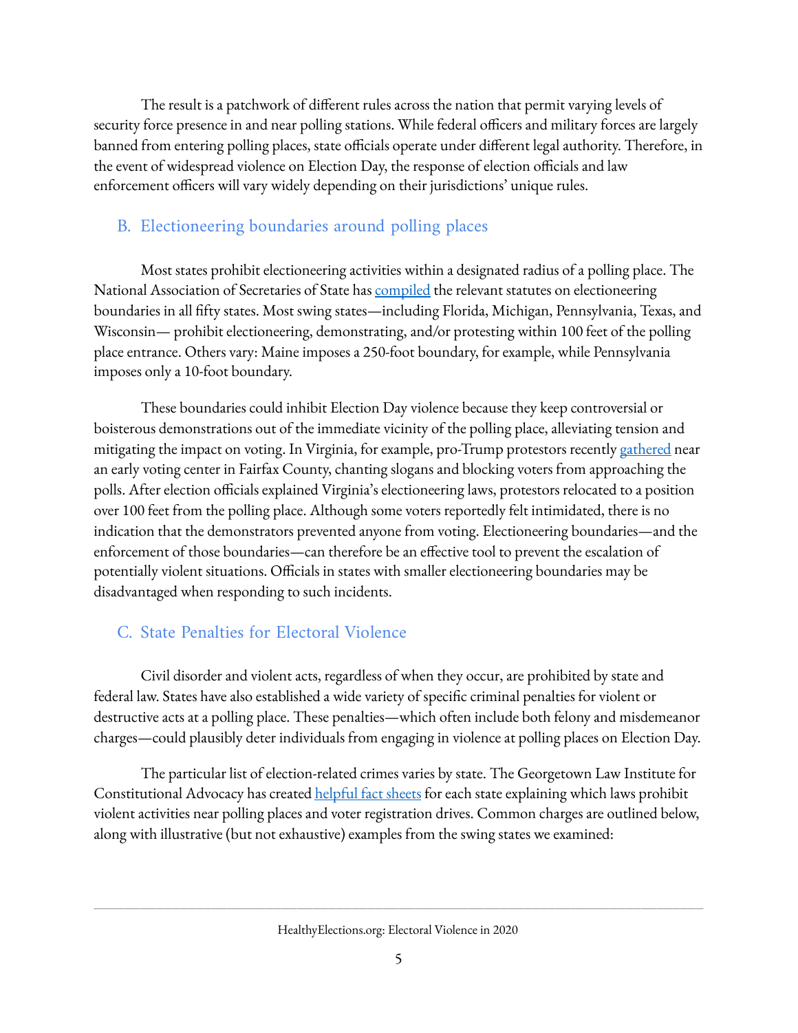The result is a patchwork of different rules across the nation that permit varying levels of security force presence in and near polling stations. While federal officers and military forces are largely banned from entering polling places, state officials operate under different legal authority. Therefore, in the event of widespread violence on Election Day, the response of election officials and law enforcement officers will vary widely depending on their jurisdictions' unique rules.

## B. Electioneering boundaries around polling places

Most states prohibit electioneering activities within a designated radius of a polling place. The National Association of Secretaries of State has compiled the relevant statutes on electioneering boundaries in all fifty states. Most swing states—including Florida, Michigan, Pennsylvania, Texas, and Wisconsin— prohibit electioneering, demonstrating, and/or protesting within 100 feet of the polling place entrance. Others vary: Maine imposes a 250-foot boundary, for example, while Pennsylvania imposes only a 10-foot boundary.

These boundaries could inhibit Election Day violence because they keep controversial or boisterous demonstrations out of the immediate vicinity of the polling place, alleviating tension and mitigating the impact on voting. In Virginia, for example, pro-Trump protestors recently gathered near an early voting center in Fairfax County, chanting slogans and blocking voters from approaching the polls. After election officials explained Virginia's electioneering laws, protestors relocated to a position over 100 feet from the polling place. Although some voters reportedly felt intimidated, there is no indication that the demonstrators prevented anyone from voting. Electioneering boundaries—and the enforcement of those boundaries—can therefore be an effective tool to prevent the escalation of potentially violent situations. Officials in states with smaller electioneering boundaries may be disadvantaged when responding to such incidents.

## C. State Penalties for Electoral Violence

Civil disorder and violent acts, regardless of when they occur, are prohibited by state and federal law. States have also established a wide variety of specific criminal penalties for violent or destructive acts at a polling place. These penalties—which often include both felony and misdemeanor charges—could plausibly deter individuals from engaging in violence at polling places on Election Day.

The particular list of election-related crimes varies by state. The Georgetown Law Institute for Constitutional Advocacy has created helpful fact sheets for each state explaining which laws prohibit violent activities near polling places and voter registration drives. Common charges are outlined below, along with illustrative (but not exhaustive) examples from the swing states we examined: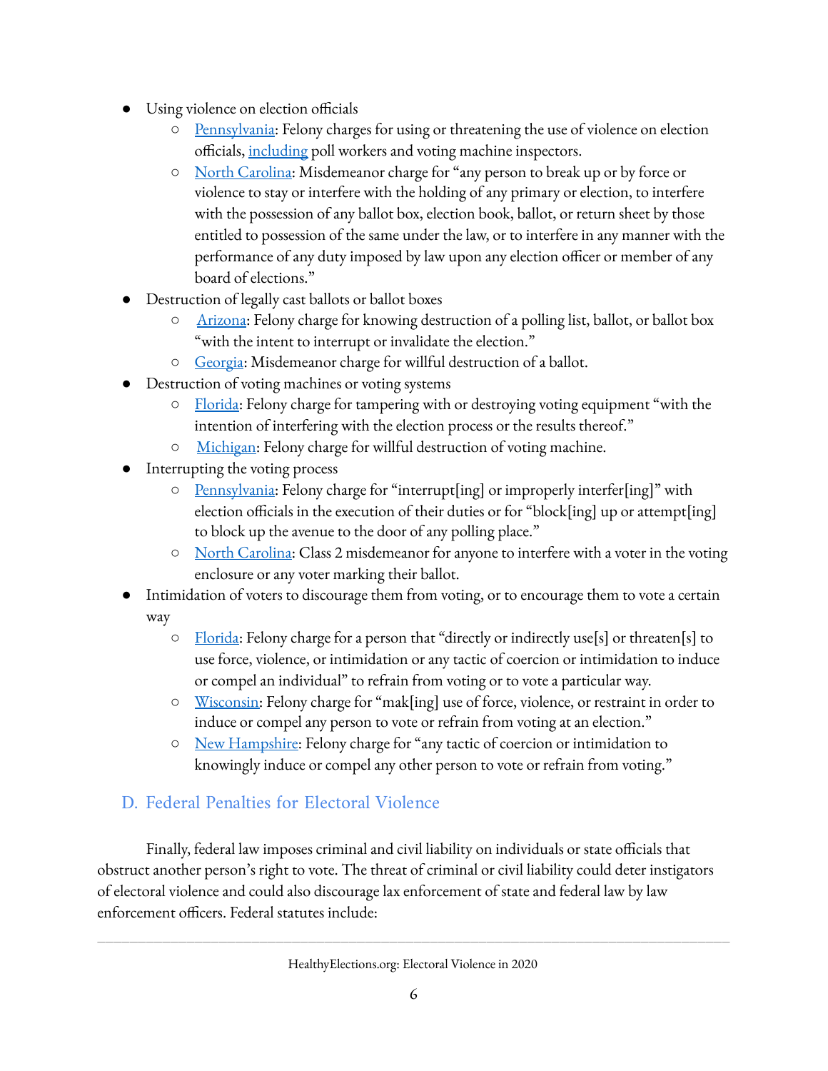- Using violence on election officials
  - Pennsylvania: Felony charges for using or threatening the use of violence on election officials, including poll workers and voting machine inspectors.
  - North Carolina: Misdemeanor charge for "any person to break up or by force or violence to stay or interfere with the holding of any primary or election, to interfere with the possession of any ballot box, election book, ballot, or return sheet by those entitled to possession of the same under the law, or to interfere in any manner with the performance of any duty imposed by law upon any election officer or member of any board of elections."
- Destruction of legally cast ballots or ballot boxes
  - Arizona: Felony charge for knowing destruction of a polling list, ballot, or ballot box "with the intent to interrupt or invalidate the election."
  - Georgia: Misdemeanor charge for willful destruction of a ballot.
- Destruction of voting machines or voting systems
  - Florida: Felony charge for tampering with or destroying voting equipment "with the intention of interfering with the election process or the results thereof."
  - Michigan: Felony charge for willful destruction of voting machine.
- Interrupting the voting process
  - Pennsylvania: Felony charge for "interrupt[ing] or improperly interfer[ing]" with election officials in the execution of their duties or for "block[ing] up or attempt[ing] to block up the avenue to the door of any polling place."
  - North Carolina: Class 2 misdemeanor for anyone to interfere with a voter in the voting enclosure or any voter marking their ballot.
- Intimidation of voters to discourage them from voting, or to encourage them to vote a certain way
  - Florida: Felony charge for a person that "directly or indirectly use[s] or threaten[s] to use force, violence, or intimidation or any tactic of coercion or intimidation to induce or compel an individual" to refrain from voting or to vote a particular way.
  - Wisconsin: Felony charge for "mak[ing] use of force, violence, or restraint in order to induce or compel any person to vote or refrain from voting at an election."
  - New Hampshire: Felony charge for "any tactic of coercion or intimidation to knowingly induce or compel any other person to vote or refrain from voting."

## D. Federal Penalties for Electoral Violence

Finally, federal law imposes criminal and civil liability on individuals or state officials that obstruct another person's right to vote. The threat of criminal or civil liability could deter instigators of electoral violence and could also discourage lax enforcement of state and federal law by law enforcement officers. Federal statutes include: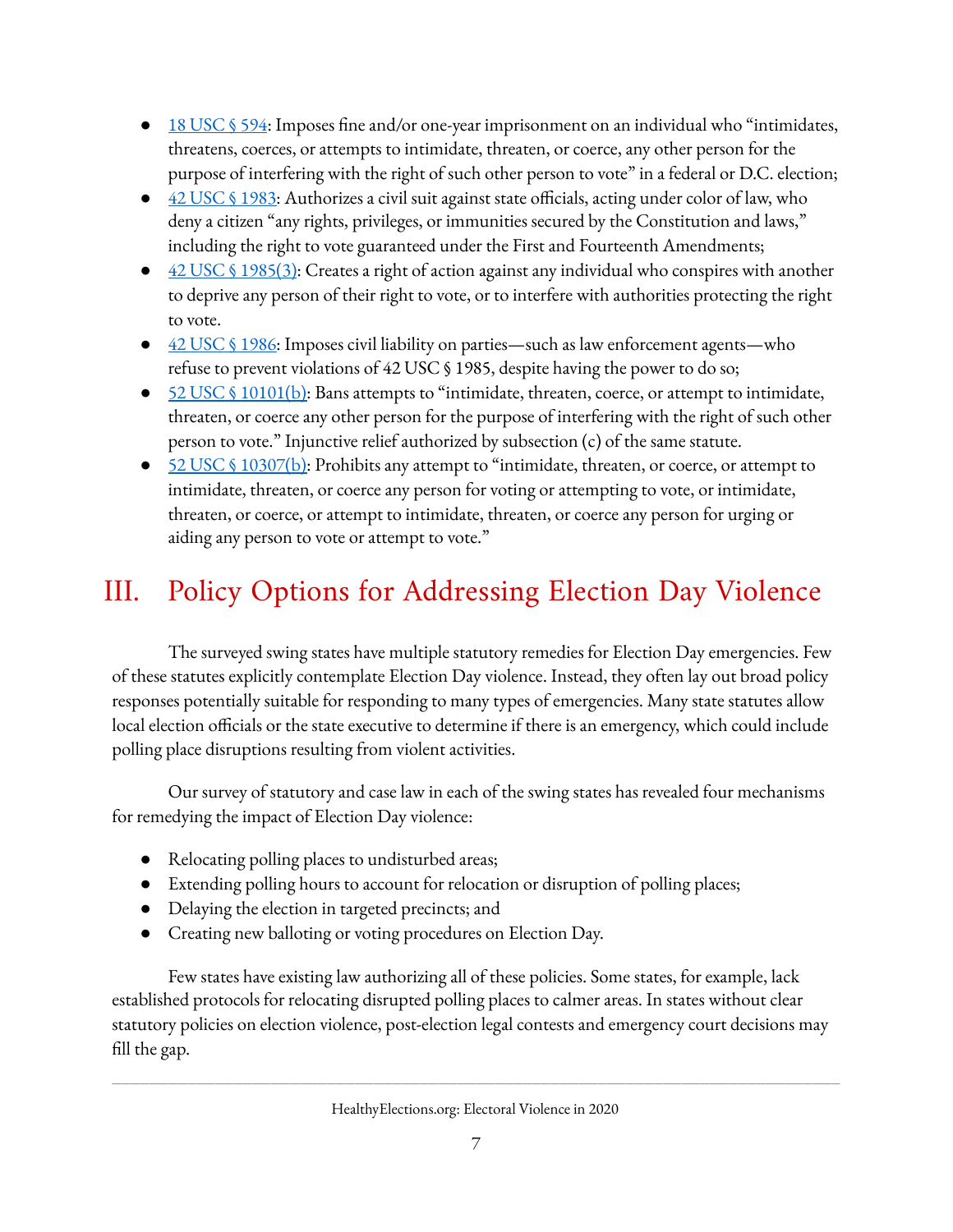- 18 USC § 594: Imposes fine and/or one-year imprisonment on an individual who "intimidates, threatens, coerces, or attempts to intimidate, threaten, or coerce, any other person for the purpose of interfering with the right of such other person to vote" in a federal or D.C. election;
- 42 USC § 1983: Authorizes a civil suit against state officials, acting under color of law, who deny a citizen "any rights, privileges, or immunities secured by the Constitution and laws," including the right to vote guaranteed under the First and Fourteenth Amendments;
- 42 USC § 1985(3): Creates a right of action against any individual who conspires with another to deprive any person of their right to vote, or to interfere with authorities protecting the right to vote.
- 42 USC § 1986: Imposes civil liability on parties—such as law enforcement agents—who refuse to prevent violations of 42 USC § 1985, despite having the power to do so;
- 52 USC § 10101(b): Bans attempts to "intimidate, threaten, coerce, or attempt to intimidate, threaten, or coerce any other person for the purpose of interfering with the right of such other person to vote." Injunctive relief authorized by subsection (c) of the same statute.
- 52 USC § 10307(b): Prohibits any attempt to "intimidate, threaten, or coerce, or attempt to intimidate, threaten, or coerce any person for voting or attempting to vote, or intimidate, threaten, or coerce, or attempt to intimidate, threaten, or coerce any person for urging or aiding any person to vote or attempt to vote."

# III. Policy Options for Addressing Election Day Violence

The surveyed swing states have multiple statutory remedies for Election Day emergencies. Few of these statutes explicitly contemplate Election Day violence. Instead, they often lay out broad policy responses potentially suitable for responding to many types of emergencies. Many state statutes allow local election officials or the state executive to determine if there is an emergency, which could include polling place disruptions resulting from violent activities.

Our survey of statutory and case law in each of the swing states has revealed four mechanisms for remedying the impact of Election Day violence:

- Relocating polling places to undisturbed areas;
- Extending polling hours to account for relocation or disruption of polling places;
- Delaying the election in targeted precincts; and
- Creating new balloting or voting procedures on Election Day.

Few states have existing law authorizing all of these policies. Some states, for example, lack established protocols for relocating disrupted polling places to calmer areas. In states without clear statutory policies on election violence, post-election legal contests and emergency court decisions may fill the gap.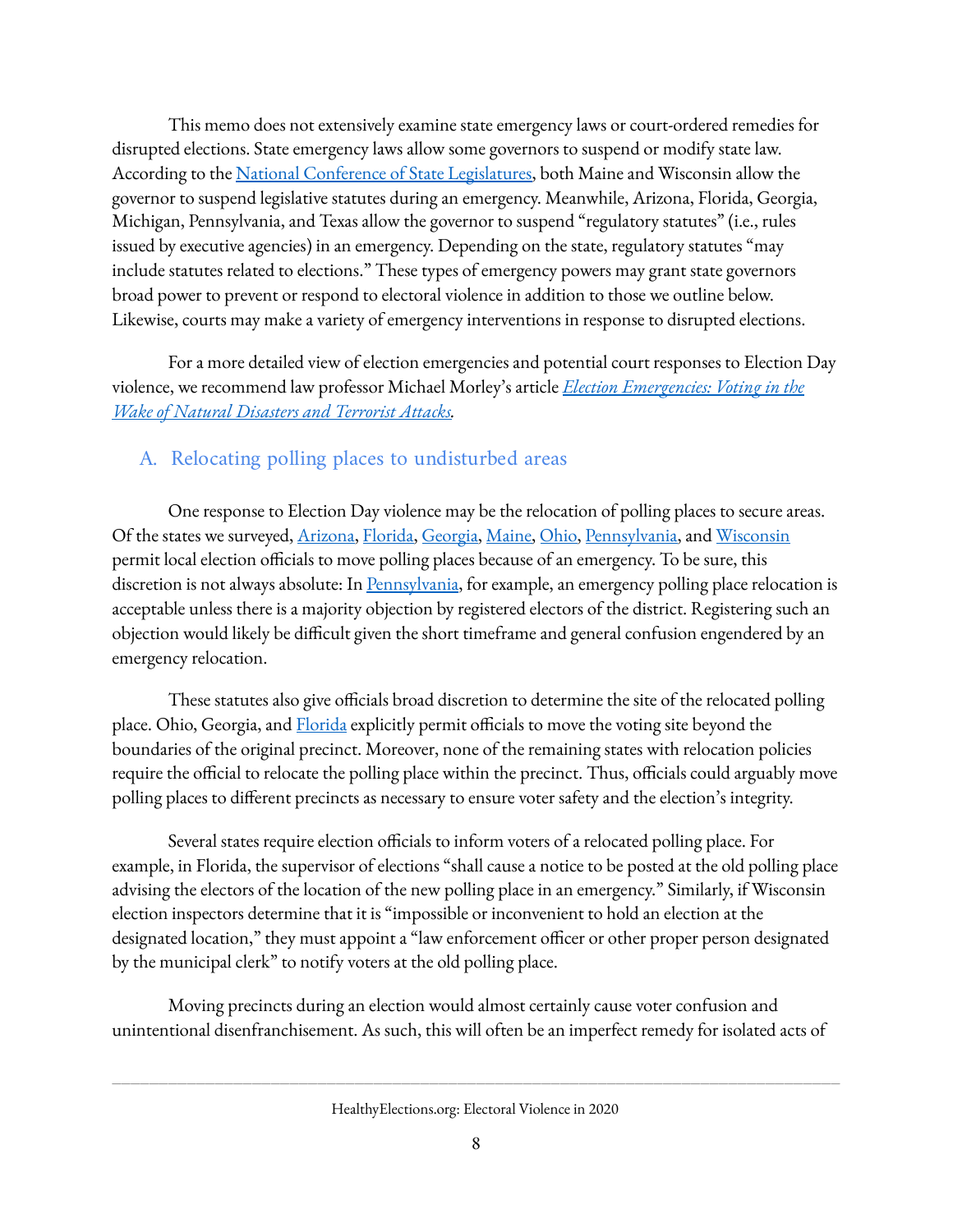This memo does not extensively examine state emergency laws or court-ordered remedies for disrupted elections. State emergency laws allow some governors to suspend or modify state law. According to the National Conference of State Legislatures, both Maine and Wisconsin allow the governor to suspend legislative statutes during an emergency. Meanwhile, Arizona, Florida, Georgia, Michigan, Pennsylvania, and Texas allow the governor to suspend "regulatory statutes" (i.e., rules issued by executive agencies) in an emergency. Depending on the state, regulatory statutes "may include statutes related to elections." These types of emergency powers may grant state governors broad power to prevent or respond to electoral violence in addition to those we outline below. Likewise, courts may make a variety of emergency interventions in response to disrupted elections.

For a more detailed view of election emergencies and potential court responses to Election Day violence, we recommend law professor Michael Morley's article *Election Emergencies: Voting in the Wake of Natural Disasters and Terrorist Attacks*.

## A. Relocating polling places to undisturbed areas

One response to Election Day violence may be the relocation of polling places to secure areas. Of the states we surveyed, Arizona, Florida, Georgia, Maine, Ohio, Pennsylvania, and Wisconsin permit local election officials to move polling places because of an emergency. To be sure, this discretion is not always absolute: In Pennsylvania, for example, an emergency polling place relocation is acceptable unless there is a majority objection by registered electors of the district. Registering such an objection would likely be difficult given the short timeframe and general confusion engendered by an emergency relocation.

These statutes also give officials broad discretion to determine the site of the relocated polling place. Ohio, Georgia, and Florida explicitly permit officials to move the voting site beyond the boundaries of the original precinct. Moreover, none of the remaining states with relocation policies require the official to relocate the polling place within the precinct. Thus, officials could arguably move polling places to different precincts as necessary to ensure voter safety and the election's integrity.

Several states require election officials to inform voters of a relocated polling place. For example, in Florida, the supervisor of elections "shall cause a notice to be posted at the old polling place advising the electors of the location of the new polling place in an emergency." Similarly, if Wisconsin election inspectors determine that it is "impossible or inconvenient to hold an election at the designated location," they must appoint a "law enforcement officer or other proper person designated by the municipal clerk" to notify voters at the old polling place.

Moving precincts during an election would almost certainly cause voter confusion and unintentional disenfranchisement. As such, this will often be an imperfect remedy for isolated acts of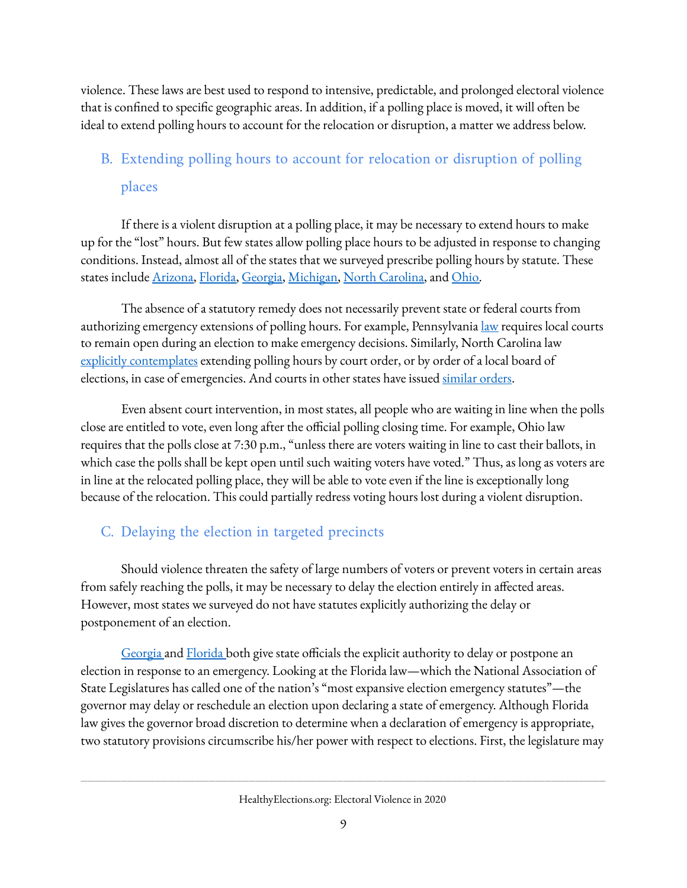violence. These laws are best used to respond to intensive, predictable, and prolonged electoral violence that is confined to specific geographic areas. In addition, if a polling place is moved, it will often be ideal to extend polling hours to account for the relocation or disruption, a matter we address below.

## B. Extending polling hours to account for relocation or disruption of polling places

If there is a violent disruption at a polling place, it may be necessary to extend hours to make up for the "lost" hours. But few states allow polling place hours to be adjusted in response to changing conditions. Instead, almost all of the states that we surveyed prescribe polling hours by statute. These states include Arizona, Florida, Georgia, Michigan, North Carolina, and Ohio.

The absence of a statutory remedy does not necessarily prevent state or federal courts from authorizing emergency extensions of polling hours. For example, Pennsylvania law requires local courts to remain open during an election to make emergency decisions. Similarly, North Carolina law explicitly contemplates extending polling hours by court order, or by order of a local board of elections, in case of emergencies. And courts in other states have issued similar orders.

Even absent court intervention, in most states, all people who are waiting in line when the polls close are entitled to vote, even long after the official polling closing time. For example, Ohio law requires that the polls close at 7:30 p.m., "unless there are voters waiting in line to cast their ballots, in which case the polls shall be kept open until such waiting voters have voted." Thus, as long as voters are in line at the relocated polling place, they will be able to vote even if the line is exceptionally long because of the relocation. This could partially redress voting hours lost during a violent disruption.

## C. Delaying the election in targeted precincts

Should violence threaten the safety of large numbers of voters or prevent voters in certain areas from safely reaching the polls, it may be necessary to delay the election entirely in affected areas. However, most states we surveyed do not have statutes explicitly authorizing the delay or postponement of an election.

Georgia and Florida both give state officials the explicit authority to delay or postpone an election in response to an emergency. Looking at the Florida law—which the National Association of State Legislatures has called one of the nation's "most expansive election emergency statutes"—the governor may delay or reschedule an election upon declaring a state of emergency. Although Florida law gives the governor broad discretion to determine when a declaration of emergency is appropriate, two statutory provisions circumscribe his/her power with respect to elections. First, the legislature may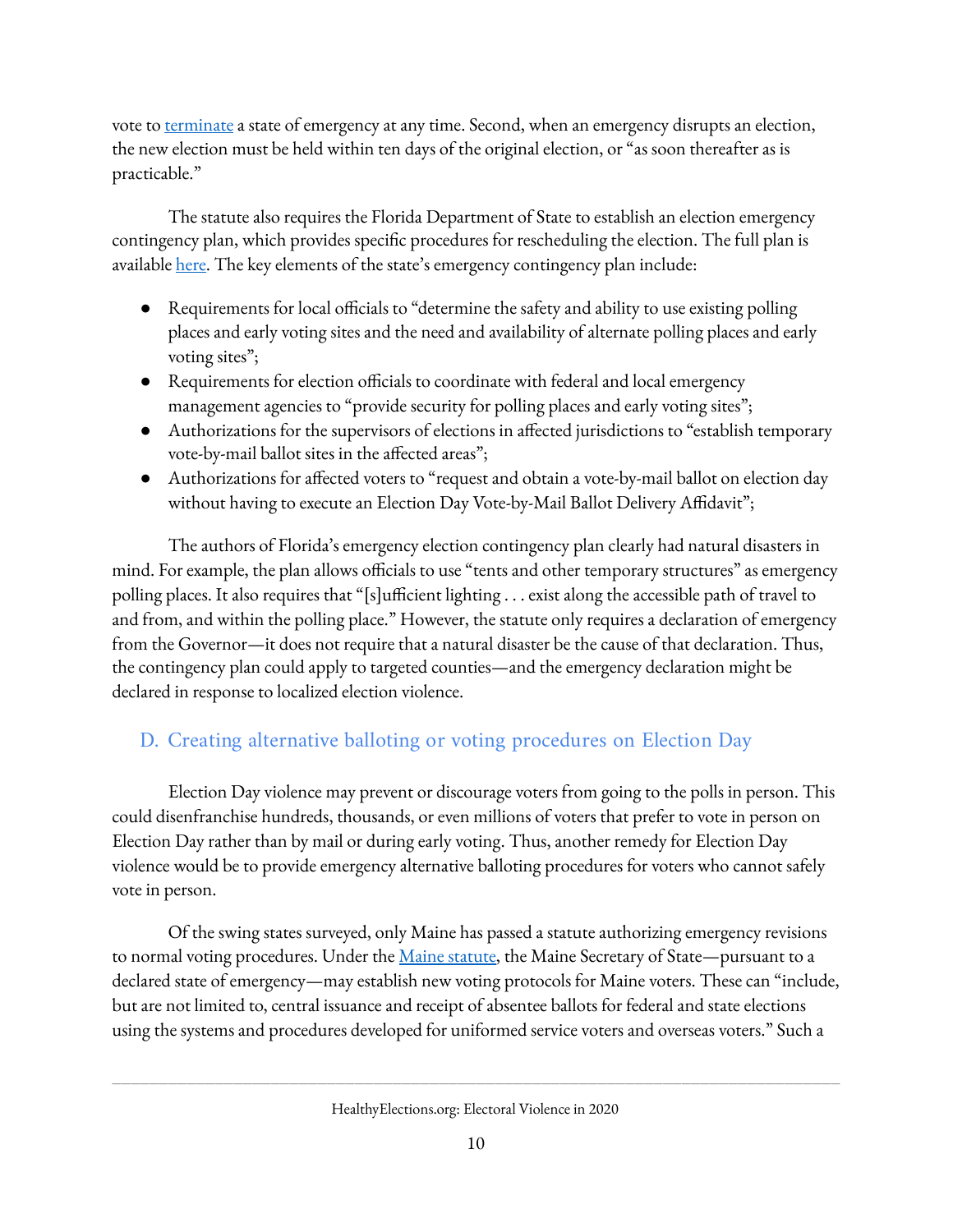vote to terminate a state of emergency at any time. Second, when an emergency disrupts an election, the new election must be held within ten days of the original election, or "as soon thereafter as is practicable."

The statute also requires the Florida Department of State to establish an election emergency contingency plan, which provides specific procedures for rescheduling the election. The full plan is available here. The key elements of the state's emergency contingency plan include:

- Requirements for local officials to "determine the safety and ability to use existing polling places and early voting sites and the need and availability of alternate polling places and early voting sites";
- Requirements for election officials to coordinate with federal and local emergency management agencies to "provide security for polling places and early voting sites";
- Authorizations for the supervisors of elections in affected jurisdictions to "establish temporary vote-by-mail ballot sites in the affected areas";
- Authorizations for affected voters to "request and obtain a vote-by-mail ballot on election day without having to execute an Election Day Vote-by-Mail Ballot Delivery Affidavit";

The authors of Florida's emergency election contingency plan clearly had natural disasters in mind. For example, the plan allows officials to use "tents and other temporary structures" as emergency polling places. It also requires that "[s]ufficient lighting . . . exist along the accessible path of travel to and from, and within the polling place." However, the statute only requires a declaration of emergency from the Governor—it does not require that a natural disaster be the cause of that declaration. Thus, the contingency plan could apply to targeted counties—and the emergency declaration might be declared in response to localized election violence.

## D. Creating alternative balloting or voting procedures on Election Day

Election Day violence may prevent or discourage voters from going to the polls in person. This could disenfranchise hundreds, thousands, or even millions of voters that prefer to vote in person on Election Day rather than by mail or during early voting. Thus, another remedy for Election Day violence would be to provide emergency alternative balloting procedures for voters who cannot safely vote in person.

Of the swing states surveyed, only Maine has passed a statute authorizing emergency revisions to normal voting procedures. Under the Maine statute, the Maine Secretary of State—pursuant to a declared state of emergency—may establish new voting protocols for Maine voters. These can "include, but are not limited to, central issuance and receipt of absentee ballots for federal and state elections using the systems and procedures developed for uniformed service voters and overseas voters." Such a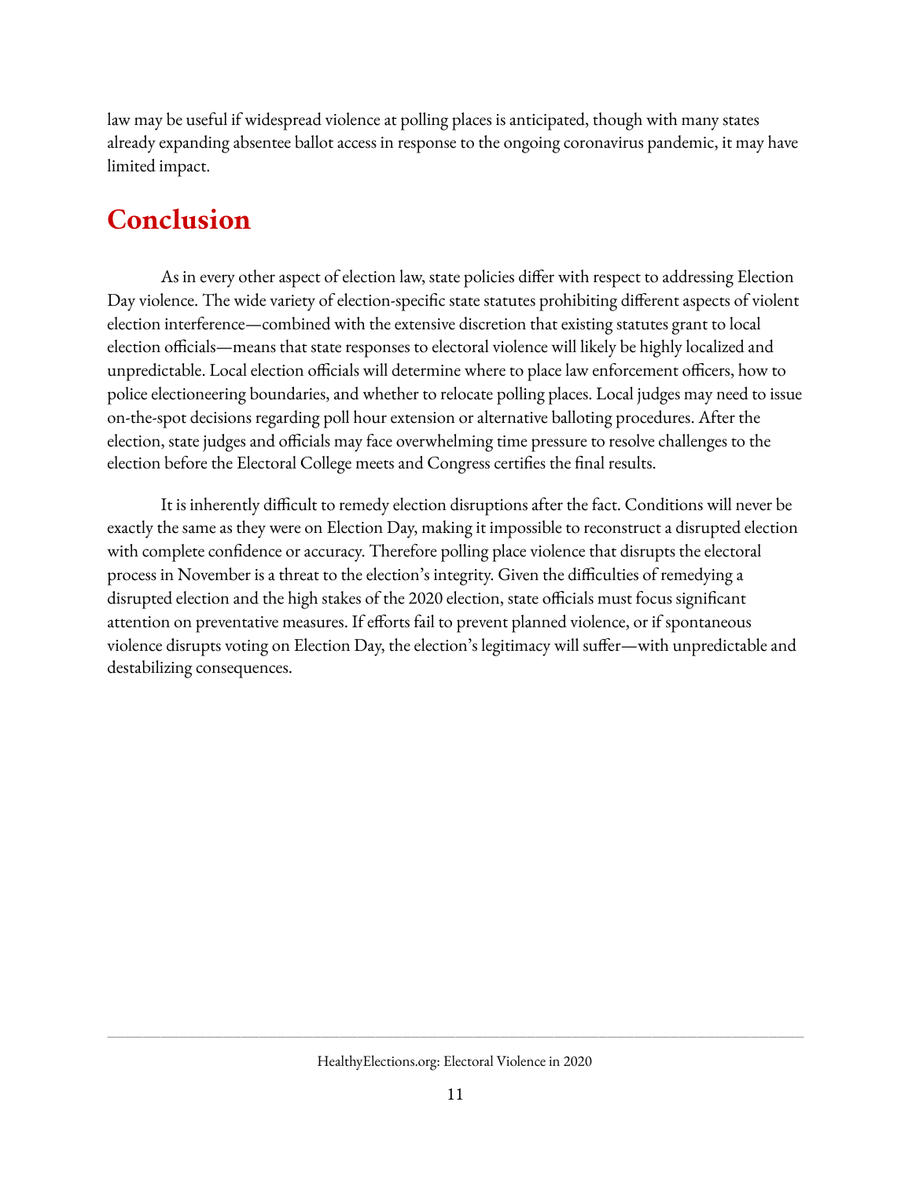law may be useful if widespread violence at polling places is anticipated, though with many states already expanding absentee ballot access in response to the ongoing coronavirus pandemic, it may have limited impact.

## Conclusion

As in every other aspect of election law, state policies differ with respect to addressing Election Day violence. The wide variety of election-specific state statutes prohibiting different aspects of violent election interference—combined with the extensive discretion that existing statutes grant to local election officials—means that state responses to electoral violence will likely be highly localized and unpredictable. Local election officials will determine where to place law enforcement officers, how to police electioneering boundaries, and whether to relocate polling places. Local judges may need to issue on-the-spot decisions regarding poll hour extension or alternative balloting procedures. After the election, state judges and officials may face overwhelming time pressure to resolve challenges to the election before the Electoral College meets and Congress certifies the final results.

It is inherently difficult to remedy election disruptions after the fact. Conditions will never be exactly the same as they were on Election Day, making it impossible to reconstruct a disrupted election with complete confidence or accuracy. Therefore polling place violence that disrupts the electoral process in November is a threat to the election's integrity. Given the difficulties of remedying a disrupted election and the high stakes of the 2020 election, state officials must focus significant attention on preventative measures. If efforts fail to prevent planned violence, or if spontaneous violence disrupts voting on Election Day, the election's legitimacy will suffer—with unpredictable and destabilizing consequences.